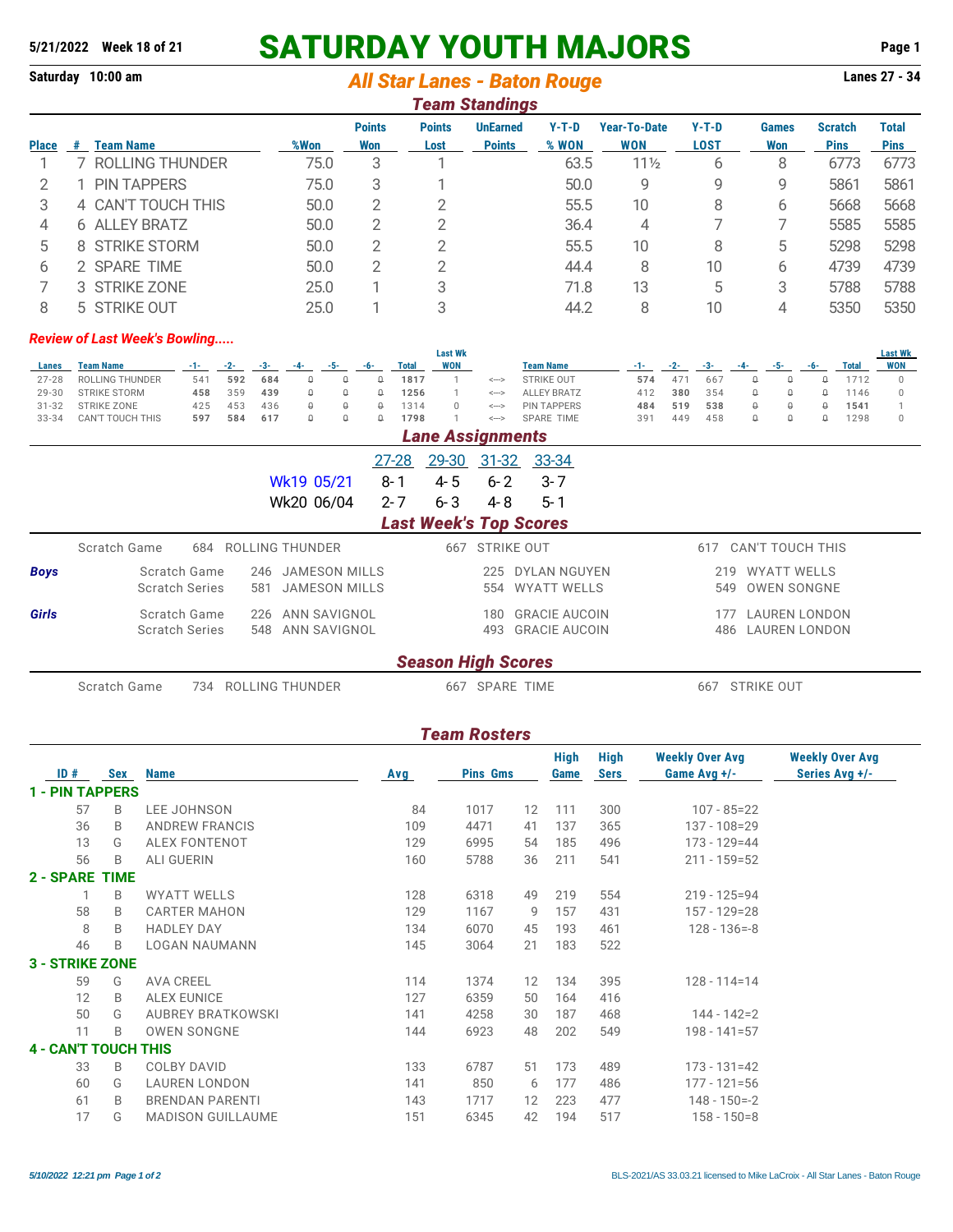**5/21/2022 Week 18 of 21**

# SATURDAY YOUTH MAJORS

**Saturday 10:00 am** — ***All Star Lanes - Baton Rouge*** — **Lanes 27 - 34**

## *Team Standings*

| Place | # | Team Name | %Won | Points Won | Points Lost | UnEarned Points | Y-T-D % WON | Year-To-Date WON | Y-T-D LOST | Games Won | Scratch Pins | Total Pins |
|---|---|---|---|---|---|---|---|---|---|---|---|---|
| 1 | 7 | ROLLING THUNDER | 75.0 | 3 | 1 | | 63.5 | 11½ | 6 | 8 | 6773 | 6773 |
| 2 | 1 | PIN TAPPERS | 75.0 | 3 | 1 | | 50.0 | 9 | 9 | 9 | 5861 | 5861 |
| 3 | 4 | CAN'T TOUCH THIS | 50.0 | 2 | 2 | | 55.5 | 10 | 8 | 6 | 5668 | 5668 |
| 4 | 6 | ALLEY BRATZ | 50.0 | 2 | 2 | | 36.4 | 4 | 7 | 7 | 5585 | 5585 |
| 5 | 8 | STRIKE STORM | 50.0 | 2 | 2 | | 55.5 | 10 | 8 | 5 | 5298 | 5298 |
| 6 | 2 | SPARE TIME | 50.0 | 2 | 2 | | 44.4 | 8 | 10 | 6 | 4739 | 4739 |
| 7 | 3 | STRIKE ZONE | 25.0 | 1 | 3 | | 71.8 | 13 | 5 | 3 | 5788 | 5788 |
| 8 | 5 | STRIKE OUT | 25.0 | 1 | 3 | | 44.2 | 8 | 10 | 4 | 5350 | 5350 |

### *Review of Last Week's Bowling.....*

| Lanes | Team Name | -1- | -2- | -3- | -4- | -5- | -6- | Total | Last Wk WON | | Team Name | -1- | -2- | -3- | -4- | -5- | -6- | Total | Last Wk WON |
|---|---|---|---|---|---|---|---|---|---|---|---|---|---|---|---|---|---|---|---|
| 27-28 | ROLLING THUNDER | 541 | **592** | **684** | 0 | 0 | 0 | **1817** | 1 | <--> | STRIKE OUT | **574** | 471 | 667 | 0 | 0 | 0 | 1712 | 0 |
| 29-30 | STRIKE STORM | **458** | 359 | **439** | 0 | 0 | 0 | **1256** | 1 | <--> | ALLEY BRATZ | 412 | **380** | 354 | 0 | 0 | 0 | 1146 | 0 |
| 31-32 | STRIKE ZONE | 425 | 453 | 436 | 0 | 0 | 0 | 1314 | 0 | <--> | PIN TAPPERS | **484** | **519** | **538** | 0 | 0 | 0 | **1541** | 1 |
| 33-34 | CAN'T TOUCH THIS | **597** | **584** | **617** | 0 | 0 | 0 | **1798** | 1 | <--> | SPARE TIME | 391 | 449 | 458 | 0 | 0 | 0 | 1298 | 0 |

## *Lane Assignments*

| | 27-28 | 29-30 | 31-32 | 33-34 |
|---|---|---|---|---|
| Wk19 05/21 | 8- 1 | 4- 5 | 6- 2 | 3- 7 |
| Wk20 06/04 | 2- 7 | 6- 3 | 4- 8 | 5- 1 |

## *Last Week's Top Scores*

| | | | | |
|---|---|---|---|---|
| | Scratch Game | 684 ROLLING THUNDER | 667 STRIKE OUT | 617 CAN'T TOUCH THIS |
| ***Boys*** | Scratch Game | 246 JAMESON MILLS | 225 DYLAN NGUYEN | 219 WYATT WELLS |
| | Scratch Series | 581 JAMESON MILLS | 554 WYATT WELLS | 549 OWEN SONGNE |
| ***Girls*** | Scratch Game | 226 ANN SAVIGNOL | 180 GRACIE AUCOIN | 177 LAUREN LONDON |
| | Scratch Series | 548 ANN SAVIGNOL | 493 GRACIE AUCOIN | 486 LAUREN LONDON |

## *Season High Scores*

| | | | |
|---|---|---|---|
| Scratch Game | 734 ROLLING THUNDER | 667 SPARE TIME | 667 STRIKE OUT |

## *Team Rosters*

| ID # | Sex | Name | Avg | Pins | Gms | High Game | High Sers | Weekly Over Avg Game Avg +/- | Weekly Over Avg Series Avg +/- |
|---|---|---|---|---|---|---|---|---|---|
| **1 - PIN TAPPERS** | | | | | | | | | |
| 57 | B | LEE JOHNSON | 84 | 1017 | 12 | 111 | 300 | 107 - 85=22 | |
| 36 | B | ANDREW FRANCIS | 109 | 4471 | 41 | 137 | 365 | 137 - 108=29 | |
| 13 | G | ALEX FONTENOT | 129 | 6995 | 54 | 185 | 496 | 173 - 129=44 | |
| 56 | B | ALI GUERIN | 160 | 5788 | 36 | 211 | 541 | 211 - 159=52 | |
| **2 - SPARE TIME** | | | | | | | | | |
| 1 | B | WYATT WELLS | 128 | 6318 | 49 | 219 | 554 | 219 - 125=94 | |
| 58 | B | CARTER MAHON | 129 | 1167 | 9 | 157 | 431 | 157 - 129=28 | |
| 8 | B | HADLEY DAY | 134 | 6070 | 45 | 193 | 461 | 128 - 136=-8 | |
| 46 | B | LOGAN NAUMANN | 145 | 3064 | 21 | 183 | 522 | | |
| **3 - STRIKE ZONE** | | | | | | | | | |
| 59 | G | AVA CREEL | 114 | 1374 | 12 | 134 | 395 | 128 - 114=14 | |
| 12 | B | ALEX EUNICE | 127 | 6359 | 50 | 164 | 416 | | |
| 50 | G | AUBREY BRATKOWSKI | 141 | 4258 | 30 | 187 | 468 | 144 - 142=2 | |
| 11 | B | OWEN SONGNE | 144 | 6923 | 48 | 202 | 549 | 198 - 141=57 | |
| **4 - CAN'T TOUCH THIS** | | | | | | | | | |
| 33 | B | COLBY DAVID | 133 | 6787 | 51 | 173 | 489 | 173 - 131=42 | |
| 60 | G | LAUREN LONDON | 141 | 850 | 6 | 177 | 486 | 177 - 121=56 | |
| 61 | B | BRENDAN PARENTI | 143 | 1717 | 12 | 223 | 477 | 148 - 150=-2 | |
| 17 | G | MADISON GUILLAUME | 151 | 6345 | 42 | 194 | 517 | 158 - 150=8 | |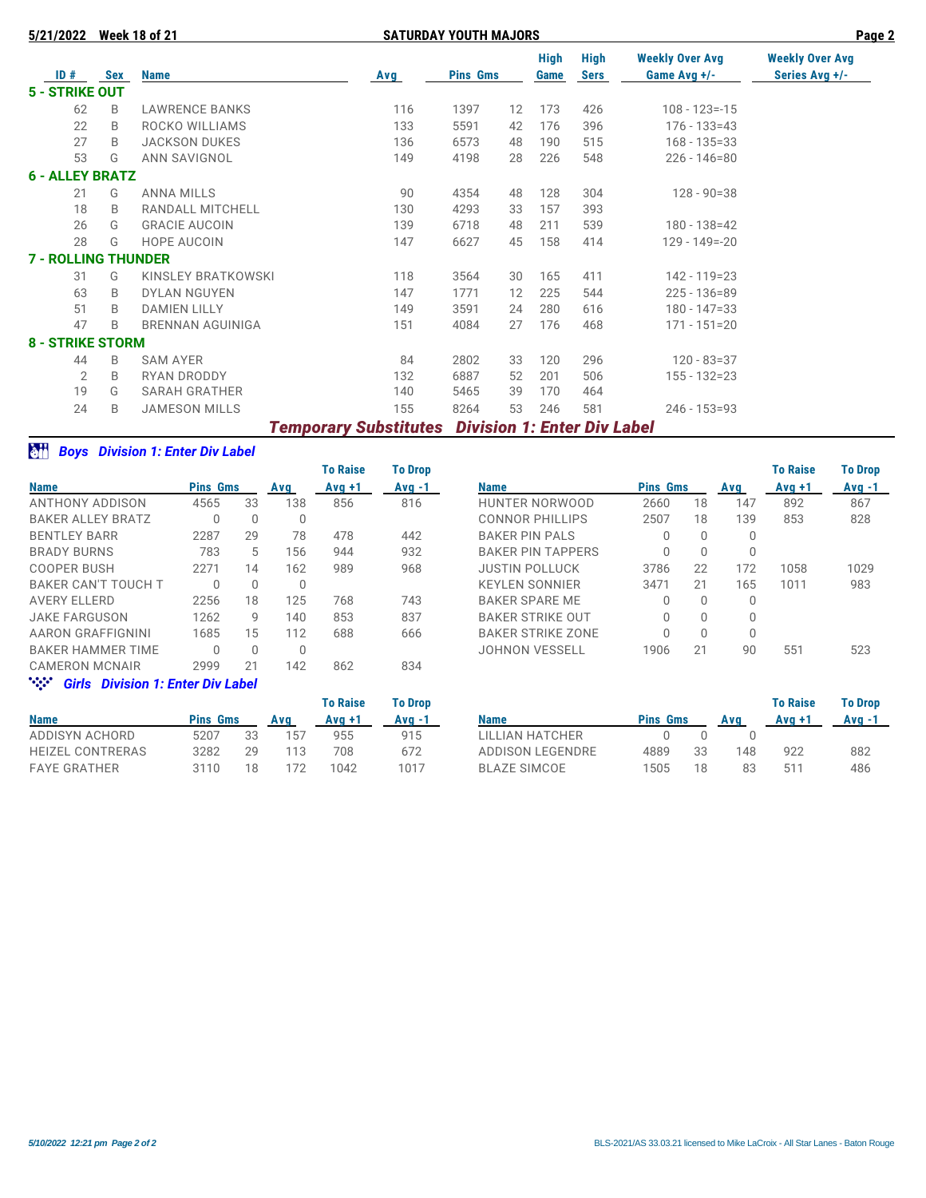**5/21/2022 Week 18 of 21** **SATURDAY YOUTH MAJORS**

| ID # | Sex | Name | Avg | Pins | Gms | High Game | High Sers | Weekly Over Avg Game Avg +/- | Weekly Over Avg Series Avg +/- |
|---|---|---|---|---|---|---|---|---|---|
| **5 - STRIKE OUT** | | | | | | | | | |
| 62 | B | LAWRENCE BANKS | 116 | 1397 | 12 | 173 | 426 | 108 - 123=-15 | |
| 22 | B | ROCKO WILLIAMS | 133 | 5591 | 42 | 176 | 396 | 176 - 133=43 | |
| 27 | B | JACKSON DUKES | 136 | 6573 | 48 | 190 | 515 | 168 - 135=33 | |
| 53 | G | ANN SAVIGNOL | 149 | 4198 | 28 | 226 | 548 | 226 - 146=80 | |
| **6 - ALLEY BRATZ** | | | | | | | | | |
| 21 | G | ANNA MILLS | 90 | 4354 | 48 | 128 | 304 | 128 - 90=38 | |
| 18 | B | RANDALL MITCHELL | 130 | 4293 | 33 | 157 | 393 | | |
| 26 | G | GRACIE AUCOIN | 139 | 6718 | 48 | 211 | 539 | 180 - 138=42 | |
| 28 | G | HOPE AUCOIN | 147 | 6627 | 45 | 158 | 414 | 129 - 149=-20 | |
| **7 - ROLLING THUNDER** | | | | | | | | | |
| 31 | G | KINSLEY BRATKOWSKI | 118 | 3564 | 30 | 165 | 411 | 142 - 119=23 | |
| 63 | B | DYLAN NGUYEN | 147 | 1771 | 12 | 225 | 544 | 225 - 136=89 | |
| 51 | B | DAMIEN LILLY | 149 | 3591 | 24 | 280 | 616 | 180 - 147=33 | |
| 47 | B | BRENNAN AGUINIGA | 151 | 4084 | 27 | 176 | 468 | 171 - 151=20 | |
| **8 - STRIKE STORM** | | | | | | | | | |
| 44 | B | SAM AYER | 84 | 2802 | 33 | 120 | 296 | 120 - 83=37 | |
| 2 | B | RYAN DRODDY | 132 | 6887 | 52 | 201 | 506 | 155 - 132=23 | |
| 19 | G | SARAH GRATHER | 140 | 5465 | 39 | 170 | 464 | | |
| 24 | B | JAMESON MILLS | 155 | 8264 | 53 | 246 | 581 | 246 - 153=93 | |

## *Temporary Substitutes Division 1: Enter Div Label*

### *Boys Division 1: Enter Div Label*

| Name | Pins | Gms | Avg | To Raise Avg +1 | To Drop Avg -1 |
|---|---|---|---|---|---|
| ANTHONY ADDISON | 4565 | 33 | 138 | 856 | 816 |
| BAKER ALLEY BRATZ | 0 | 0 | 0 | | |
| BENTLEY BARR | 2287 | 29 | 78 | 478 | 442 |
| BRADY BURNS | 783 | 5 | 156 | 944 | 932 |
| COOPER BUSH | 2271 | 14 | 162 | 989 | 968 |
| BAKER CAN'T TOUCH T | 0 | 0 | 0 | | |
| AVERY ELLERD | 2256 | 18 | 125 | 768 | 743 |
| JAKE FARGUSON | 1262 | 9 | 140 | 853 | 837 |
| AARON GRAFFIGNINI | 1685 | 15 | 112 | 688 | 666 |
| BAKER HAMMER TIME | 0 | 0 | 0 | | |
| CAMERON MCNAIR | 2999 | 21 | 142 | 862 | 834 |
| HUNTER NORWOOD | 2660 | 18 | 147 | 892 | 867 |
| CONNOR PHILLIPS | 2507 | 18 | 139 | 853 | 828 |
| BAKER PIN PALS | 0 | 0 | 0 | | |
| BAKER PIN TAPPERS | 0 | 0 | 0 | | |
| JUSTIN POLLUCK | 3786 | 22 | 172 | 1058 | 1029 |
| KEYLEN SONNIER | 3471 | 21 | 165 | 1011 | 983 |
| BAKER SPARE ME | 0 | 0 | 0 | | |
| BAKER STRIKE OUT | 0 | 0 | 0 | | |
| BAKER STRIKE ZONE | 0 | 0 | 0 | | |
| JOHNON VESSELL | 1906 | 21 | 90 | 551 | 523 |

### *Girls Division 1: Enter Div Label*

| Name | Pins | Gms | Avg | To Raise Avg +1 | To Drop Avg -1 |
|---|---|---|---|---|---|
| ADDISYN ACHORD | 5207 | 33 | 157 | 955 | 915 |
| HEIZEL CONTRERAS | 3282 | 29 | 113 | 708 | 672 |
| FAYE GRATHER | 3110 | 18 | 172 | 1042 | 1017 |
| LILLIAN HATCHER | 0 | 0 | 0 | | |
| ADDISON LEGENDRE | 4889 | 33 | 148 | 922 | 882 |
| BLAZE SIMCOE | 1505 | 18 | 83 | 511 | 486 |

*5/10/2022 12:21 pm*

BLS-2021/AS 33.03.21 licensed to Mike LaCroix - All Star Lanes - Baton Rouge